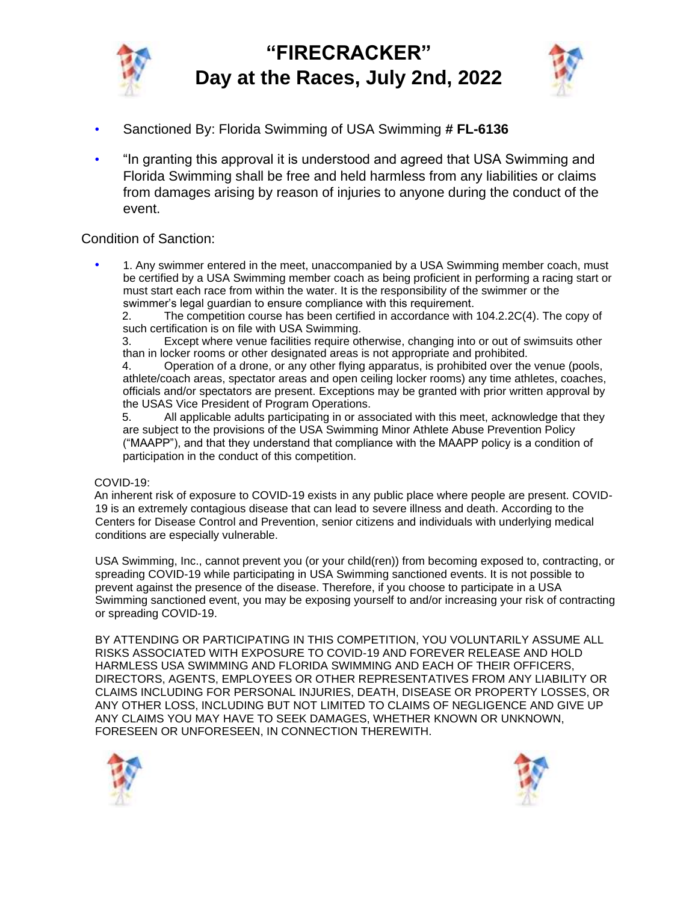# "FIRECRACKER"
# Day at the Races, July 2nd, 2022

- Sanctioned By: Florida Swimming of USA Swimming # **FL-6136**
- "In granting this approval it is understood and agreed that USA Swimming and Florida Swimming shall be free and held harmless from any liabilities or claims from damages arising by reason of injuries to anyone during the conduct of the event.

Condition of Sanction:

- 1. Any swimmer entered in the meet, unaccompanied by a USA Swimming member coach, must be certified by a USA Swimming member coach as being proficient in performing a racing start or must start each race from within the water. It is the responsibility of the swimmer or the swimmer's legal guardian to ensure compliance with this requirement.
  2. The competition course has been certified in accordance with 104.2.2C(4). The copy of such certification is on file with USA Swimming.
  3. Except where venue facilities require otherwise, changing into or out of swimsuits other than in locker rooms or other designated areas is not appropriate and prohibited.
  4. Operation of a drone, or any other flying apparatus, is prohibited over the venue (pools, athlete/coach areas, spectator areas and open ceiling locker rooms) any time athletes, coaches, officials and/or spectators are present. Exceptions may be granted with prior written approval by the USAS Vice President of Program Operations.
  5. All applicable adults participating in or associated with this meet, acknowledge that they are subject to the provisions of the USA Swimming Minor Athlete Abuse Prevention Policy ("MAAPP"), and that they understand that compliance with the MAAPP policy is a condition of participation in the conduct of this competition.

COVID-19:

An inherent risk of exposure to COVID-19 exists in any public place where people are present. COVID-19 is an extremely contagious disease that can lead to severe illness and death. According to the Centers for Disease Control and Prevention, senior citizens and individuals with underlying medical conditions are especially vulnerable.

USA Swimming, Inc., cannot prevent you (or your child(ren)) from becoming exposed to, contracting, or spreading COVID-19 while participating in USA Swimming sanctioned events. It is not possible to prevent against the presence of the disease. Therefore, if you choose to participate in a USA Swimming sanctioned event, you may be exposing yourself to and/or increasing your risk of contracting or spreading COVID-19.

BY ATTENDING OR PARTICIPATING IN THIS COMPETITION, YOU VOLUNTARILY ASSUME ALL RISKS ASSOCIATED WITH EXPOSURE TO COVID-19 AND FOREVER RELEASE AND HOLD HARMLESS USA SWIMMING AND FLORIDA SWIMMING AND EACH OF THEIR OFFICERS, DIRECTORS, AGENTS, EMPLOYEES OR OTHER REPRESENTATIVES FROM ANY LIABILITY OR CLAIMS INCLUDING FOR PERSONAL INJURIES, DEATH, DISEASE OR PROPERTY LOSSES, OR ANY OTHER LOSS, INCLUDING BUT NOT LIMITED TO CLAIMS OF NEGLIGENCE AND GIVE UP ANY CLAIMS YOU MAY HAVE TO SEEK DAMAGES, WHETHER KNOWN OR UNKNOWN, FORESEEN OR UNFORESEEN, IN CONNECTION THEREWITH.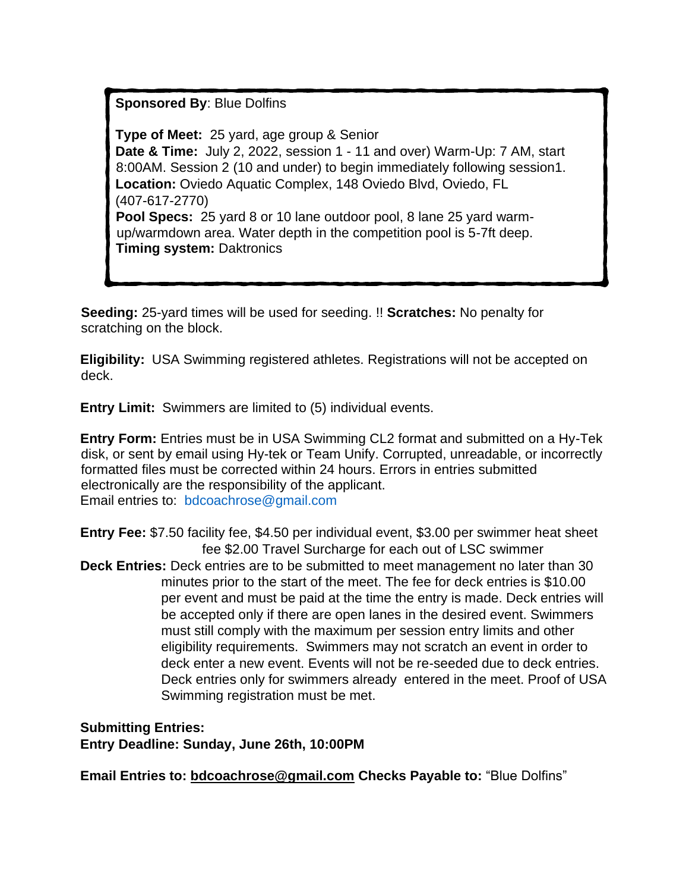**Sponsored By**: Blue Dolfins

**Type of Meet:** 25 yard, age group & Senior
**Date & Time:** July 2, 2022, session 1 - 11 and over) Warm-Up: 7 AM, start 8:00AM. Session 2 (10 and under) to begin immediately following session1.
**Location:** Oviedo Aquatic Complex, 148 Oviedo Blvd, Oviedo, FL (407-617-2770)
**Pool Specs:** 25 yard 8 or 10 lane outdoor pool, 8 lane 25 yard warm-up/warmdown area. Water depth in the competition pool is 5-7ft deep.
**Timing system:** Daktronics

**Seeding:** 25-yard times will be used for seeding. !! **Scratches:** No penalty for scratching on the block.

**Eligibility:** USA Swimming registered athletes. Registrations will not be accepted on deck.

**Entry Limit:** Swimmers are limited to (5) individual events.

**Entry Form:** Entries must be in USA Swimming CL2 format and submitted on a Hy-Tek disk, or sent by email using Hy-tek or Team Unify. Corrupted, unreadable, or incorrectly formatted files must be corrected within 24 hours. Errors in entries submitted electronically are the responsibility of the applicant.
Email entries to: bdcoachrose@gmail.com

**Entry Fee:** $7.50 facility fee, $4.50 per individual event, $3.00 per swimmer heat sheet fee $2.00 Travel Surcharge for each out of LSC swimmer

**Deck Entries:** Deck entries are to be submitted to meet management no later than 30 minutes prior to the start of the meet. The fee for deck entries is $10.00 per event and must be paid at the time the entry is made. Deck entries will be accepted only if there are open lanes in the desired event. Swimmers must still comply with the maximum per session entry limits and other eligibility requirements. Swimmers may not scratch an event in order to deck enter a new event. Events will not be re-seeded due to deck entries. Deck entries only for swimmers already entered in the meet. Proof of USA Swimming registration must be met.

**Submitting Entries:**
**Entry Deadline: Sunday, June 26th, 10:00PM**

**Email Entries to: bdcoachrose@gmail.com Checks Payable to:** “Blue Dolfins”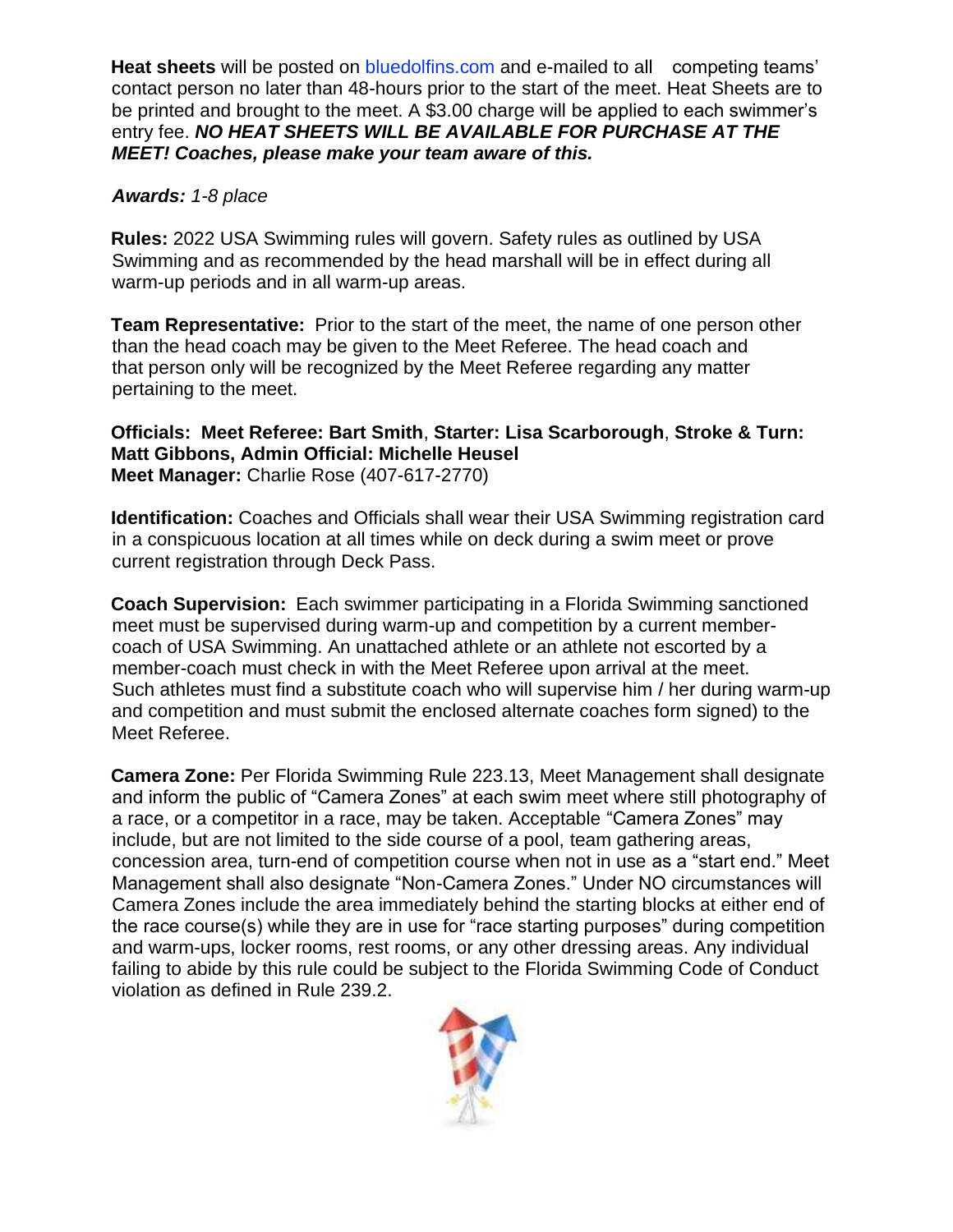**Heat sheets** will be posted on bluedolfins.com and e-mailed to all competing teams' contact person no later than 48-hours prior to the start of the meet. Heat Sheets are to be printed and brought to the meet. A $3.00 charge will be applied to each swimmer's entry fee. ***NO HEAT SHEETS WILL BE AVAILABLE FOR PURCHASE AT THE MEET! Coaches, please make your team aware of this.***

***Awards:*** *1-8 place*

**Rules:** 2022 USA Swimming rules will govern. Safety rules as outlined by USA Swimming and as recommended by the head marshall will be in effect during all warm-up periods and in all warm-up areas.

**Team Representative:** Prior to the start of the meet, the name of one person other than the head coach may be given to the Meet Referee. The head coach and that person only will be recognized by the Meet Referee regarding any matter pertaining to the meet.

**Officials: Meet Referee: Bart Smith**, **Starter: Lisa Scarborough**, **Stroke & Turn: Matt Gibbons, Admin Official: Michelle Heusel**
**Meet Manager:** Charlie Rose (407-617-2770)

**Identification:** Coaches and Officials shall wear their USA Swimming registration card in a conspicuous location at all times while on deck during a swim meet or prove current registration through Deck Pass.

**Coach Supervision:** Each swimmer participating in a Florida Swimming sanctioned meet must be supervised during warm-up and competition by a current member-coach of USA Swimming. An unattached athlete or an athlete not escorted by a member-coach must check in with the Meet Referee upon arrival at the meet. Such athletes must find a substitute coach who will supervise him / her during warm-up and competition and must submit the enclosed alternate coaches form signed) to the Meet Referee.

**Camera Zone:** Per Florida Swimming Rule 223.13, Meet Management shall designate and inform the public of "Camera Zones" at each swim meet where still photography of a race, or a competitor in a race, may be taken. Acceptable "Camera Zones" may include, but are not limited to the side course of a pool, team gathering areas, concession area, turn-end of competition course when not in use as a "start end." Meet Management shall also designate "Non-Camera Zones." Under NO circumstances will Camera Zones include the area immediately behind the starting blocks at either end of the race course(s) while they are in use for "race starting purposes" during competition and warm-ups, locker rooms, rest rooms, or any other dressing areas. Any individual failing to abide by this rule could be subject to the Florida Swimming Code of Conduct violation as defined in Rule 239.2.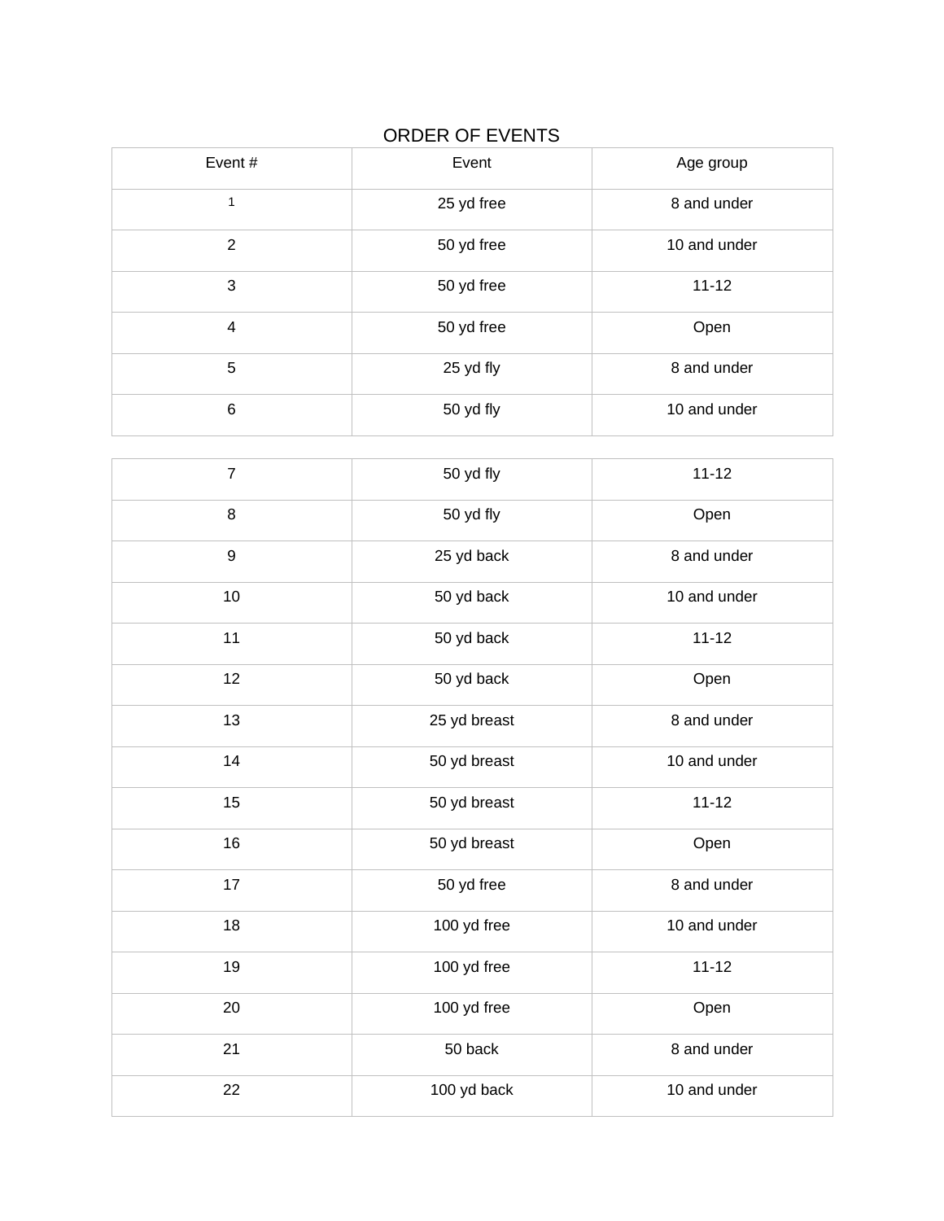ORDER OF EVENTS

| Event # | Event | Age group |
|---|---|---|
| 1 | 25 yd free | 8 and under |
| 2 | 50 yd free | 10 and under |
| 3 | 50 yd free | 11-12 |
| 4 | 50 yd free | Open |
| 5 | 25 yd fly | 8 and under |
| 6 | 50 yd fly | 10 and under |
| 7 | 50 yd fly | 11-12 |
| 8 | 50 yd fly | Open |
| 9 | 25 yd back | 8 and under |
| 10 | 50 yd back | 10 and under |
| 11 | 50 yd back | 11-12 |
| 12 | 50 yd back | Open |
| 13 | 25 yd breast | 8 and under |
| 14 | 50 yd breast | 10 and under |
| 15 | 50 yd breast | 11-12 |
| 16 | 50 yd breast | Open |
| 17 | 50 yd free | 8 and under |
| 18 | 100 yd free | 10 and under |
| 19 | 100 yd free | 11-12 |
| 20 | 100 yd free | Open |
| 21 | 50 back | 8 and under |
| 22 | 100 yd back | 10 and under |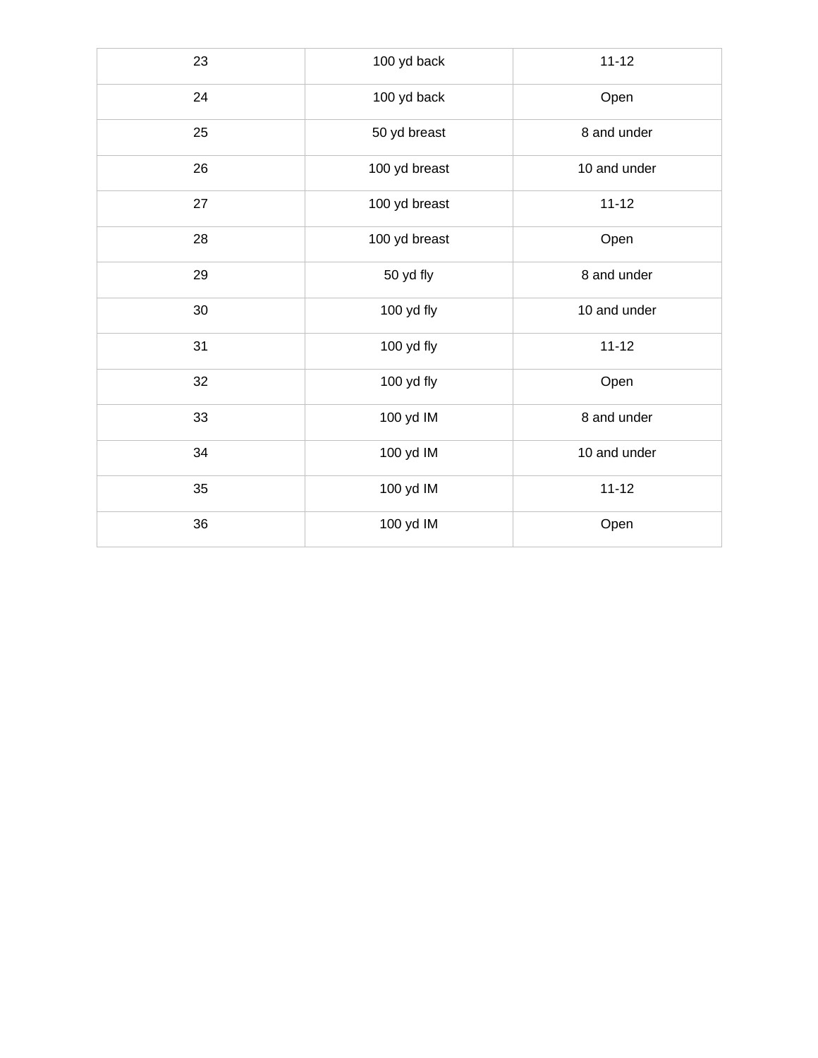| | | |
|---|---|---|
| 23 | 100 yd back | 11-12 |
| 24 | 100 yd back | Open |
| 25 | 50 yd breast | 8 and under |
| 26 | 100 yd breast | 10 and under |
| 27 | 100 yd breast | 11-12 |
| 28 | 100 yd breast | Open |
| 29 | 50 yd fly | 8 and under |
| 30 | 100 yd fly | 10 and under |
| 31 | 100 yd fly | 11-12 |
| 32 | 100 yd fly | Open |
| 33 | 100 yd IM | 8 and under |
| 34 | 100 yd IM | 10 and under |
| 35 | 100 yd IM | 11-12 |
| 36 | 100 yd IM | Open |